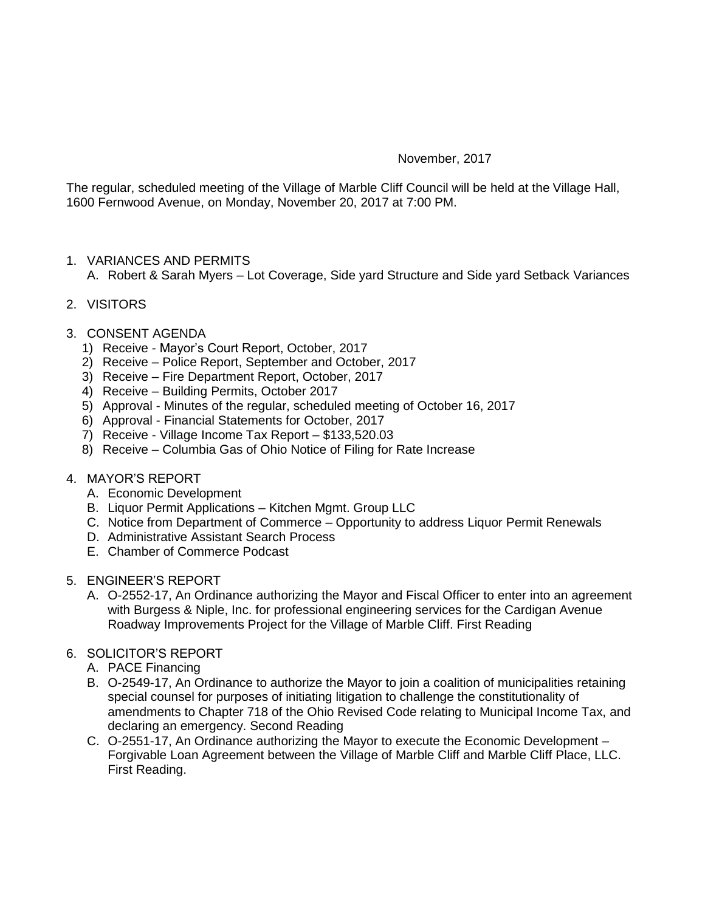November, 2017

The regular, scheduled meeting of the Village of Marble Cliff Council will be held at the Village Hall, 1600 Fernwood Avenue, on Monday, November 20, 2017 at 7:00 PM.

1. VARIANCES AND PERMITS
   A. Robert & Sarah Myers – Lot Coverage, Side yard Structure and Side yard Setback Variances

2. VISITORS

3. CONSENT AGENDA
   1) Receive - Mayor's Court Report, October, 2017
   2) Receive – Police Report, September and October, 2017
   3) Receive – Fire Department Report, October, 2017
   4) Receive – Building Permits, October 2017
   5) Approval - Minutes of the regular, scheduled meeting of October 16, 2017
   6) Approval - Financial Statements for October, 2017
   7) Receive - Village Income Tax Report – $133,520.03
   8) Receive – Columbia Gas of Ohio Notice of Filing for Rate Increase

4. MAYOR'S REPORT
   A. Economic Development
   B. Liquor Permit Applications – Kitchen Mgmt. Group LLC
   C. Notice from Department of Commerce – Opportunity to address Liquor Permit Renewals
   D. Administrative Assistant Search Process
   E. Chamber of Commerce Podcast

5. ENGINEER'S REPORT
   A. O-2552-17, An Ordinance authorizing the Mayor and Fiscal Officer to enter into an agreement with Burgess & Niple, Inc. for professional engineering services for the Cardigan Avenue Roadway Improvements Project for the Village of Marble Cliff. First Reading

6. SOLICITOR'S REPORT
   A. PACE Financing
   B. O-2549-17, An Ordinance to authorize the Mayor to join a coalition of municipalities retaining special counsel for purposes of initiating litigation to challenge the constitutionality of amendments to Chapter 718 of the Ohio Revised Code relating to Municipal Income Tax, and declaring an emergency. Second Reading
   C. O-2551-17, An Ordinance authorizing the Mayor to execute the Economic Development – Forgivable Loan Agreement between the Village of Marble Cliff and Marble Cliff Place, LLC. First Reading.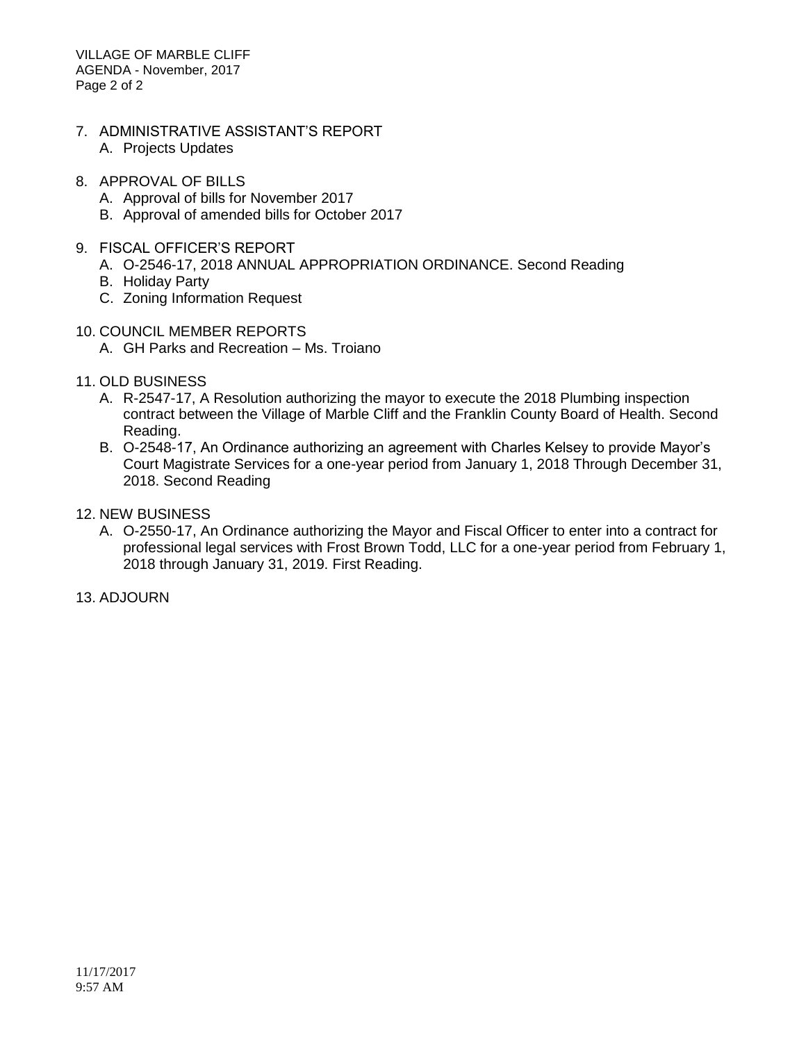7. ADMINISTRATIVE ASSISTANT'S REPORT
   A. Projects Updates

8. APPROVAL OF BILLS
   A. Approval of bills for November 2017
   B. Approval of amended bills for October 2017

9. FISCAL OFFICER'S REPORT
   A. O-2546-17, 2018 ANNUAL APPROPRIATION ORDINANCE. Second Reading
   B. Holiday Party
   C. Zoning Information Request

10. COUNCIL MEMBER REPORTS
    A. GH Parks and Recreation – Ms. Troiano

11. OLD BUSINESS
    A. R-2547-17, A Resolution authorizing the mayor to execute the 2018 Plumbing inspection contract between the Village of Marble Cliff and the Franklin County Board of Health. Second Reading.
    B. O-2548-17, An Ordinance authorizing an agreement with Charles Kelsey to provide Mayor's Court Magistrate Services for a one-year period from January 1, 2018 Through December 31, 2018. Second Reading

12. NEW BUSINESS
    A. O-2550-17, An Ordinance authorizing the Mayor and Fiscal Officer to enter into a contract for professional legal services with Frost Brown Todd, LLC for a one-year period from February 1, 2018 through January 31, 2019. First Reading.

13. ADJOURN

11/17/2017
9:57 AM